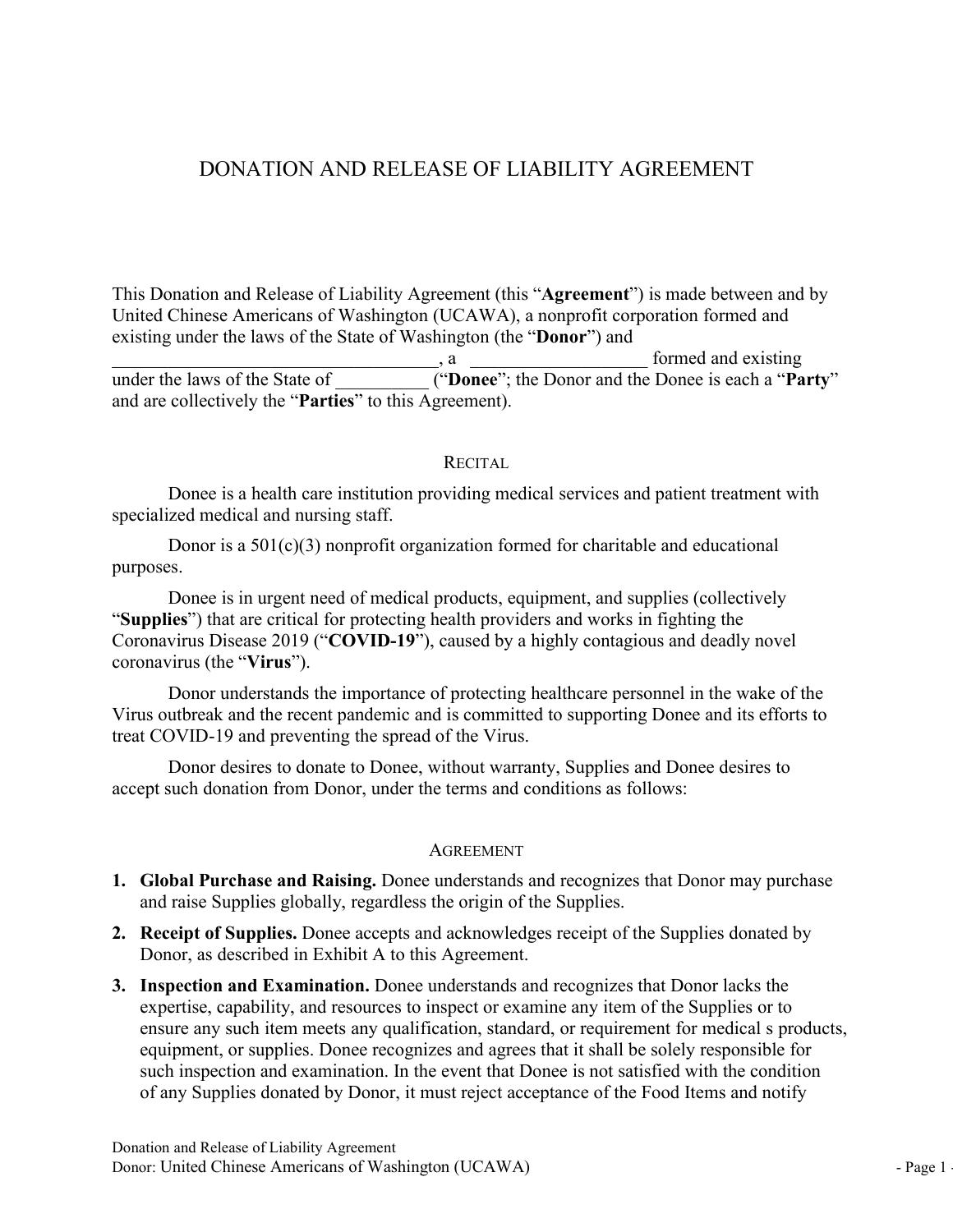# DONATION AND RELEASE OF LIABILITY AGREEMENT

This Donation and Release of Liability Agreement (this "**Agreement**") is made between and by United Chinese Americans of Washington (UCAWA), a nonprofit corporation formed and existing under the laws of the State of Washington (the "**Donor**") and ___________________________________, a ___________________ formed and existing under the laws of the State of __________ ("**Donee**"; the Donor and the Donee is each a "**Party**" and are collectively the "**Parties**" to this Agreement).

## RECITAL

Donee is a health care institution providing medical services and patient treatment with specialized medical and nursing staff.

Donor is a 501(c)(3) nonprofit organization formed for charitable and educational purposes.

Donee is in urgent need of medical products, equipment, and supplies (collectively "**Supplies**") that are critical for protecting health providers and works in fighting the Coronavirus Disease 2019 ("**COVID-19**"), caused by a highly contagious and deadly novel coronavirus (the "**Virus**").

Donor understands the importance of protecting healthcare personnel in the wake of the Virus outbreak and the recent pandemic and is committed to supporting Donee and its efforts to treat COVID-19 and preventing the spread of the Virus.

Donor desires to donate to Donee, without warranty, Supplies and Donee desires to accept such donation from Donor, under the terms and conditions as follows:

## AGREEMENT

1. **Global Purchase and Raising.** Donee understands and recognizes that Donor may purchase and raise Supplies globally, regardless the origin of the Supplies.
2. **Receipt of Supplies.** Donee accepts and acknowledges receipt of the Supplies donated by Donor, as described in Exhibit A to this Agreement.
3. **Inspection and Examination.** Donee understands and recognizes that Donor lacks the expertise, capability, and resources to inspect or examine any item of the Supplies or to ensure any such item meets any qualification, standard, or requirement for medical s products, equipment, or supplies. Donee recognizes and agrees that it shall be solely responsible for such inspection and examination. In the event that Donee is not satisfied with the condition of any Supplies donated by Donor, it must reject acceptance of the Food Items and notify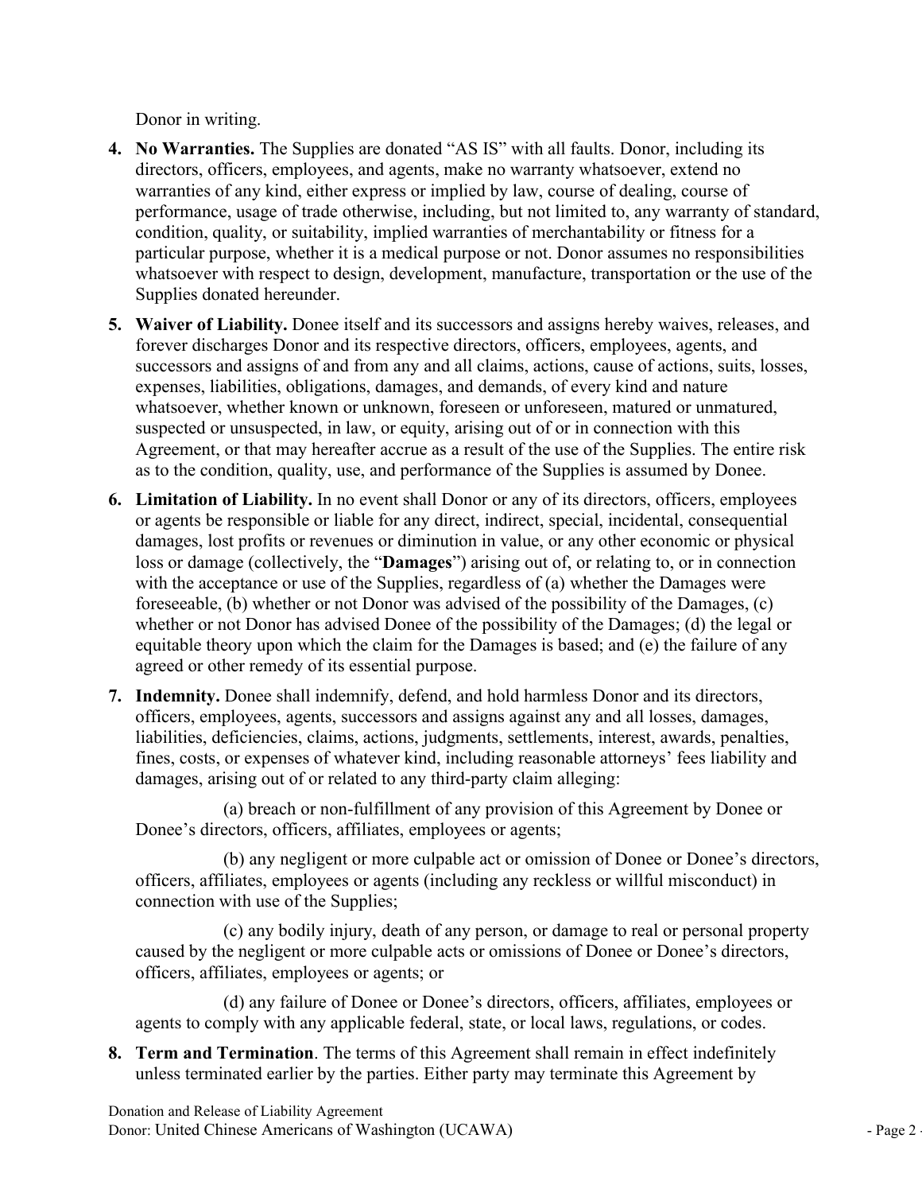Donor in writing.

4. **No Warranties.** The Supplies are donated "AS IS" with all faults. Donor, including its directors, officers, employees, and agents, make no warranty whatsoever, extend no warranties of any kind, either express or implied by law, course of dealing, course of performance, usage of trade otherwise, including, but not limited to, any warranty of standard, condition, quality, or suitability, implied warranties of merchantability or fitness for a particular purpose, whether it is a medical purpose or not. Donor assumes no responsibilities whatsoever with respect to design, development, manufacture, transportation or the use of the Supplies donated hereunder.

5. **Waiver of Liability.** Donee itself and its successors and assigns hereby waives, releases, and forever discharges Donor and its respective directors, officers, employees, agents, and successors and assigns of and from any and all claims, actions, cause of actions, suits, losses, expenses, liabilities, obligations, damages, and demands, of every kind and nature whatsoever, whether known or unknown, foreseen or unforeseen, matured or unmatured, suspected or unsuspected, in law, or equity, arising out of or in connection with this Agreement, or that may hereafter accrue as a result of the use of the Supplies. The entire risk as to the condition, quality, use, and performance of the Supplies is assumed by Donee.

6. **Limitation of Liability.** In no event shall Donor or any of its directors, officers, employees or agents be responsible or liable for any direct, indirect, special, incidental, consequential damages, lost profits or revenues or diminution in value, or any other economic or physical loss or damage (collectively, the "**Damages**") arising out of, or relating to, or in connection with the acceptance or use of the Supplies, regardless of (a) whether the Damages were foreseeable, (b) whether or not Donor was advised of the possibility of the Damages, (c) whether or not Donor has advised Donee of the possibility of the Damages; (d) the legal or equitable theory upon which the claim for the Damages is based; and (e) the failure of any agreed or other remedy of its essential purpose.

7. **Indemnity.** Donee shall indemnify, defend, and hold harmless Donor and its directors, officers, employees, agents, successors and assigns against any and all losses, damages, liabilities, deficiencies, claims, actions, judgments, settlements, interest, awards, penalties, fines, costs, or expenses of whatever kind, including reasonable attorneys' fees liability and damages, arising out of or related to any third-party claim alleging:

   (a) breach or non-fulfillment of any provision of this Agreement by Donee or Donee's directors, officers, affiliates, employees or agents;

   (b) any negligent or more culpable act or omission of Donee or Donee's directors, officers, affiliates, employees or agents (including any reckless or willful misconduct) in connection with use of the Supplies;

   (c) any bodily injury, death of any person, or damage to real or personal property caused by the negligent or more culpable acts or omissions of Donee or Donee's directors, officers, affiliates, employees or agents; or

   (d) any failure of Donee or Donee's directors, officers, affiliates, employees or agents to comply with any applicable federal, state, or local laws, regulations, or codes.

8. **Term and Termination**. The terms of this Agreement shall remain in effect indefinitely unless terminated earlier by the parties. Either party may terminate this Agreement by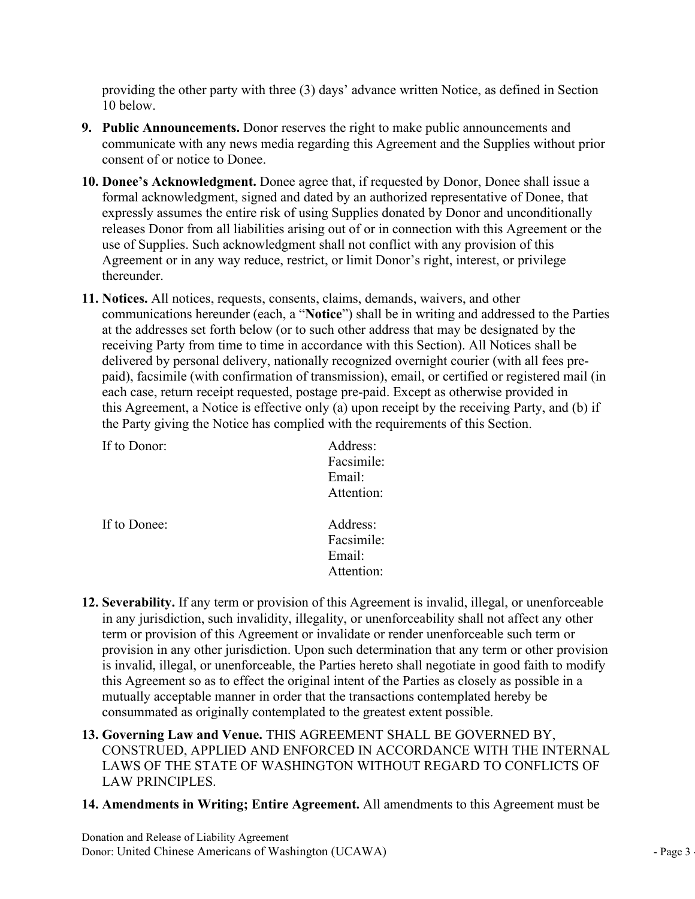providing the other party with three (3) days' advance written Notice, as defined in Section 10 below.

9. **Public Announcements.** Donor reserves the right to make public announcements and communicate with any news media regarding this Agreement and the Supplies without prior consent of or notice to Donee.

10. **Donee's Acknowledgment.** Donee agree that, if requested by Donor, Donee shall issue a formal acknowledgment, signed and dated by an authorized representative of Donee, that expressly assumes the entire risk of using Supplies donated by Donor and unconditionally releases Donor from all liabilities arising out of or in connection with this Agreement or the use of Supplies. Such acknowledgment shall not conflict with any provision of this Agreement or in any way reduce, restrict, or limit Donor's right, interest, or privilege thereunder.

11. **Notices.** All notices, requests, consents, claims, demands, waivers, and other communications hereunder (each, a "**Notice**") shall be in writing and addressed to the Parties at the addresses set forth below (or to such other address that may be designated by the receiving Party from time to time in accordance with this Section). All Notices shall be delivered by personal delivery, nationally recognized overnight courier (with all fees pre-paid), facsimile (with confirmation of transmission), email, or certified or registered mail (in each case, return receipt requested, postage pre-paid. Except as otherwise provided in this Agreement, a Notice is effective only (a) upon receipt by the receiving Party, and (b) if the Party giving the Notice has complied with the requirements of this Section.

    If to Donor:
    Address:
    Facsimile:
    Email:
    Attention:

    If to Donee:
    Address:
    Facsimile:
    Email:
    Attention:

12. **Severability.** If any term or provision of this Agreement is invalid, illegal, or unenforceable in any jurisdiction, such invalidity, illegality, or unenforceability shall not affect any other term or provision of this Agreement or invalidate or render unenforceable such term or provision in any other jurisdiction. Upon such determination that any term or other provision is invalid, illegal, or unenforceable, the Parties hereto shall negotiate in good faith to modify this Agreement so as to effect the original intent of the Parties as closely as possible in a mutually acceptable manner in order that the transactions contemplated hereby be consummated as originally contemplated to the greatest extent possible.

13. **Governing Law and Venue.** THIS AGREEMENT SHALL BE GOVERNED BY, CONSTRUED, APPLIED AND ENFORCED IN ACCORDANCE WITH THE INTERNAL LAWS OF THE STATE OF WASHINGTON WITHOUT REGARD TO CONFLICTS OF LAW PRINCIPLES.

14. **Amendments in Writing; Entire Agreement.** All amendments to this Agreement must be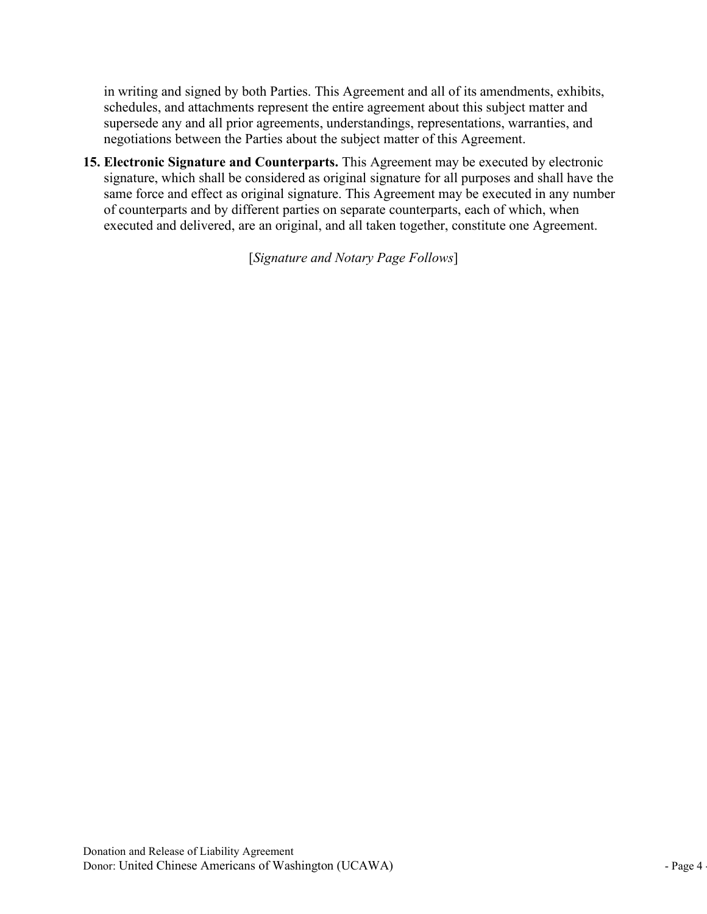in writing and signed by both Parties. This Agreement and all of its amendments, exhibits, schedules, and attachments represent the entire agreement about this subject matter and supersede any and all prior agreements, understandings, representations, warranties, and negotiations between the Parties about the subject matter of this Agreement.

15. **Electronic Signature and Counterparts.** This Agreement may be executed by electronic signature, which shall be considered as original signature for all purposes and shall have the same force and effect as original signature. This Agreement may be executed in any number of counterparts and by different parties on separate counterparts, each of which, when executed and delivered, are an original, and all taken together, constitute one Agreement.

[*Signature and Notary Page Follows*]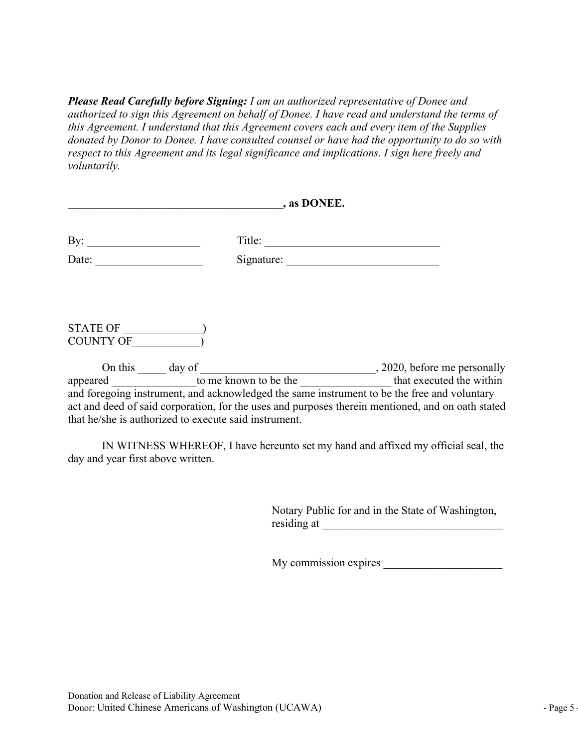***Please Read Carefully before Signing:*** *I am an authorized representative of Donee and authorized to sign this Agreement on behalf of Donee. I have read and understand the terms of this Agreement. I understand that this Agreement covers each and every item of the Supplies donated by Donor to Donee. I have consulted counsel or have had the opportunity to do so with respect to this Agreement and its legal significance and implications. I sign here freely and voluntarily.*

**_______________________________________, as DONEE.**

By: ____________________ Title: _______________________________

Date: ___________________ Signature: ___________________________

STATE OF ______________)
COUNTY OF____________)

On this _____ day of _______________________________, 2020, before me personally appeared _______________to me known to be the ________________ that executed the within and foregoing instrument, and acknowledged the same instrument to be the free and voluntary act and deed of said corporation, for the uses and purposes therein mentioned, and on oath stated that he/she is authorized to execute said instrument.

IN WITNESS WHEREOF, I have hereunto set my hand and affixed my official seal, the day and year first above written.

Notary Public for and in the State of Washington,
residing at ________________________________

My commission expires _____________________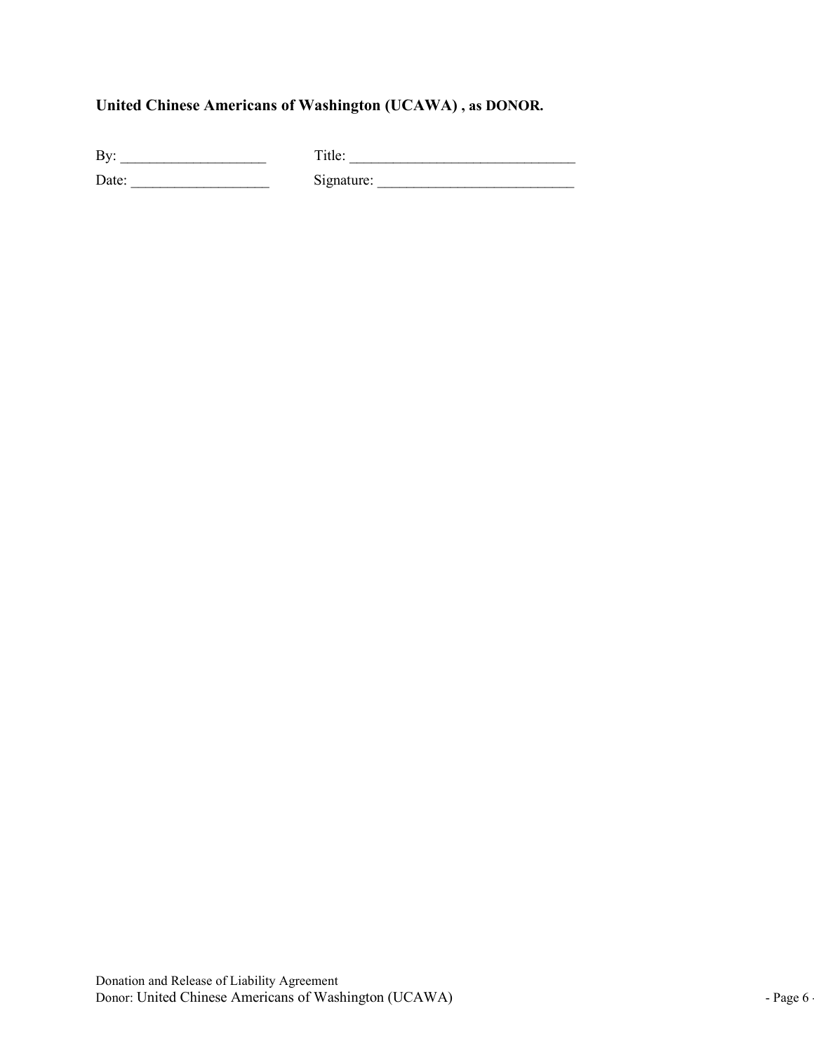**United Chinese Americans of Washington (UCAWA) , as DONOR.**

By: ____________________ Title: ______________________________

Date: ___________________ Signature: __________________________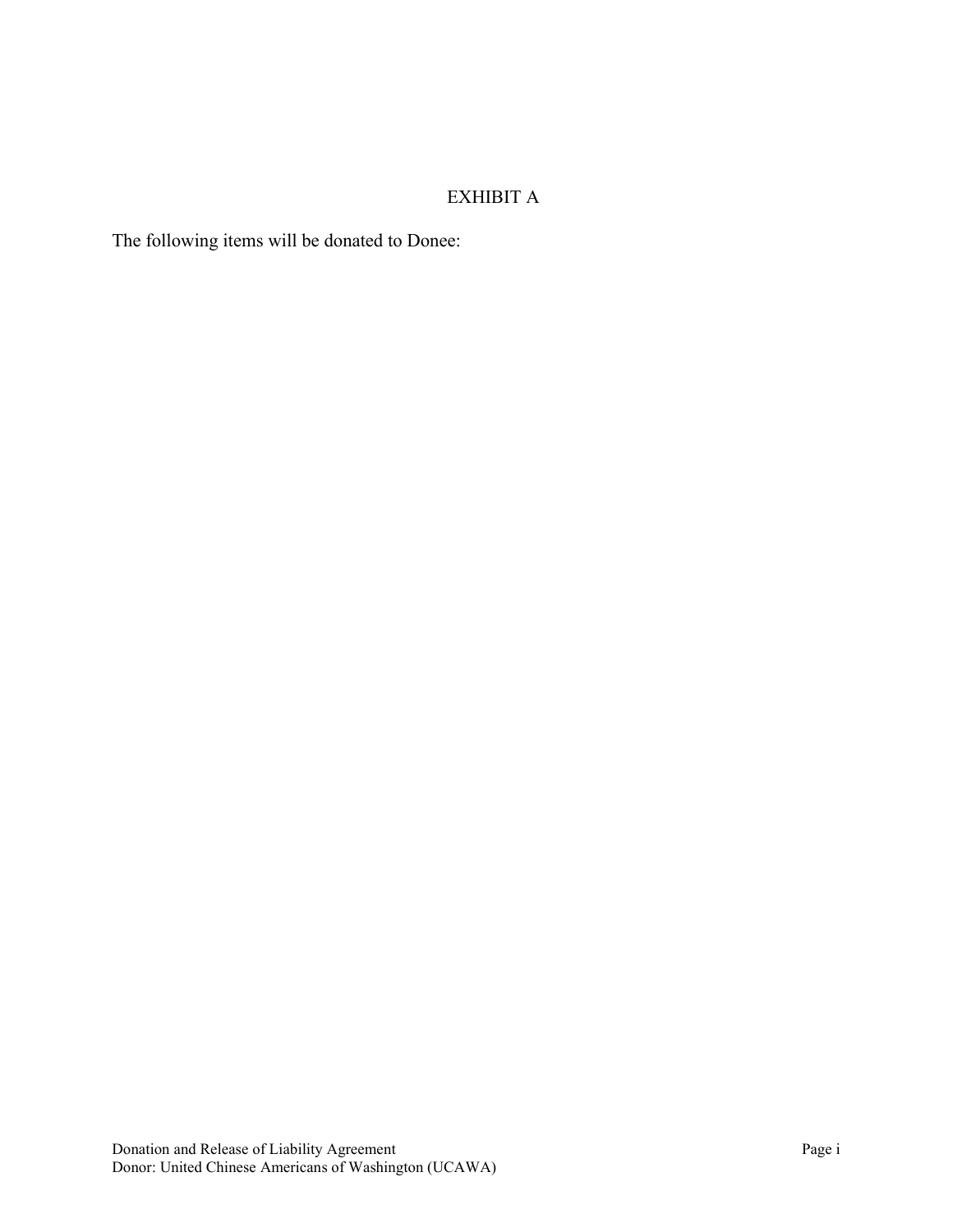EXHIBIT A

The following items will be donated to Donee: